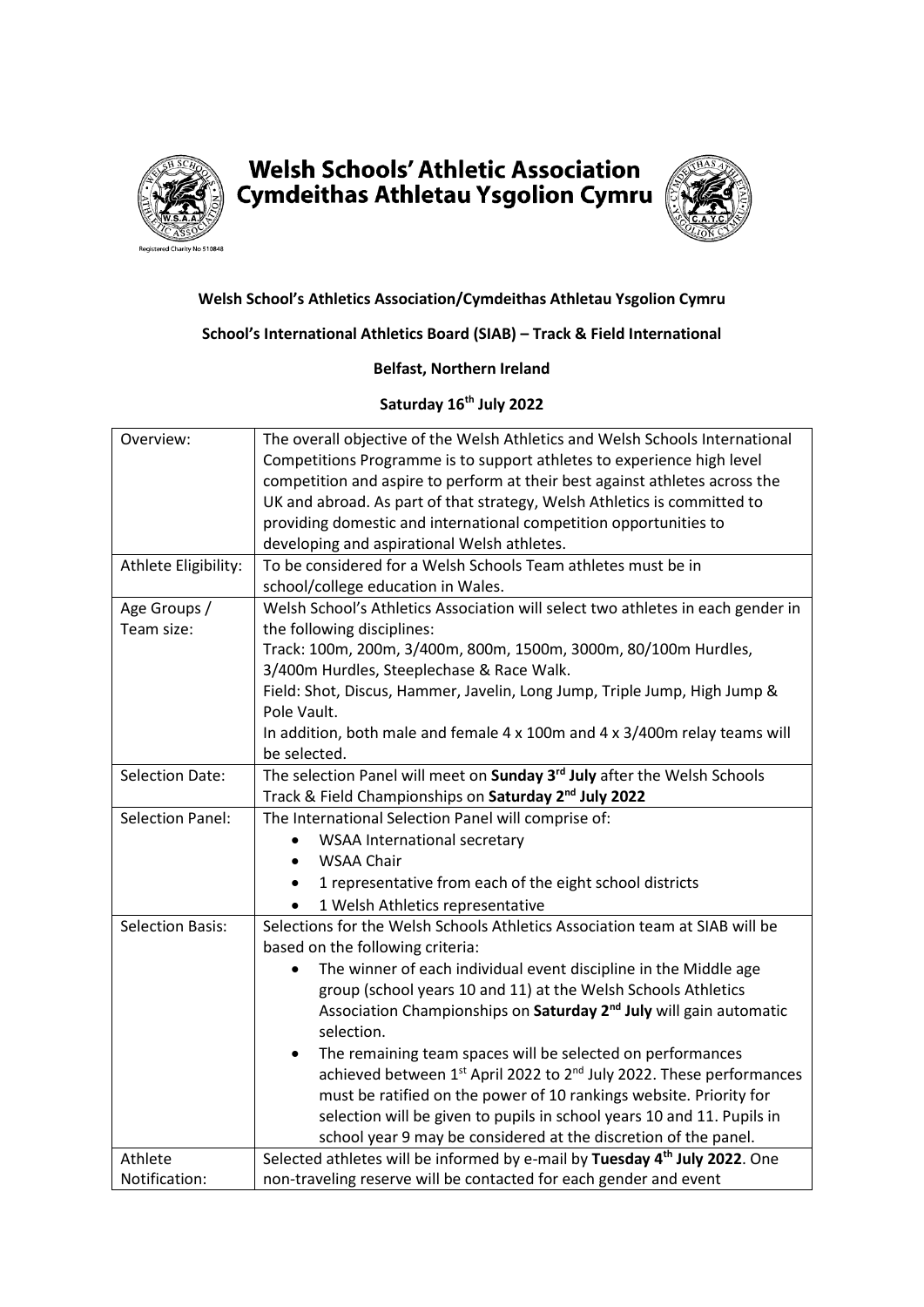# Welsh Schools' Athletic Association
# Cymdeithas Athletau Ysgolion Cymru

Registered Charity No 510848

**Welsh School's Athletics Association/Cymdeithas Athletau Ysgolion Cymru**

**School's International Athletics Board (SIAB) – Track & Field International**

**Belfast, Northern Ireland**

**Saturday 16th July 2022**

| | |
|---|---|
| Overview: | The overall objective of the Welsh Athletics and Welsh Schools International Competitions Programme is to support athletes to experience high level competition and aspire to perform at their best against athletes across the UK and abroad. As part of that strategy, Welsh Athletics is committed to providing domestic and international competition opportunities to developing and aspirational Welsh athletes. |
| Athlete Eligibility: | To be considered for a Welsh Schools Team athletes must be in school/college education in Wales. |
| Age Groups / Team size: | Welsh School's Athletics Association will select two athletes in each gender in the following disciplines:<br>Track: 100m, 200m, 3/400m, 800m, 1500m, 3000m, 80/100m Hurdles, 3/400m Hurdles, Steeplechase & Race Walk.<br>Field: Shot, Discus, Hammer, Javelin, Long Jump, Triple Jump, High Jump & Pole Vault.<br>In addition, both male and female 4 x 100m and 4 x 3/400m relay teams will be selected. |
| Selection Date: | The selection Panel will meet on **Sunday 3rd July** after the Welsh Schools Track & Field Championships on **Saturday 2nd July 2022** |
| Selection Panel: | The International Selection Panel will comprise of:<br>• WSAA International secretary<br>• WSAA Chair<br>• 1 representative from each of the eight school districts<br>• 1 Welsh Athletics representative |
| Selection Basis: | Selections for the Welsh Schools Athletics Association team at SIAB will be based on the following criteria:<br>• The winner of each individual event discipline in the Middle age group (school years 10 and 11) at the Welsh Schools Athletics Association Championships on **Saturday 2nd July** will gain automatic selection.<br>• The remaining team spaces will be selected on performances achieved between 1st April 2022 to 2nd July 2022. These performances must be ratified on the power of 10 rankings website. Priority for selection will be given to pupils in school years 10 and 11. Pupils in school year 9 may be considered at the discretion of the panel. |
| Athlete Notification: | Selected athletes will be informed by e-mail by **Tuesday 4th July 2022**. One non-traveling reserve will be contacted for each gender and event |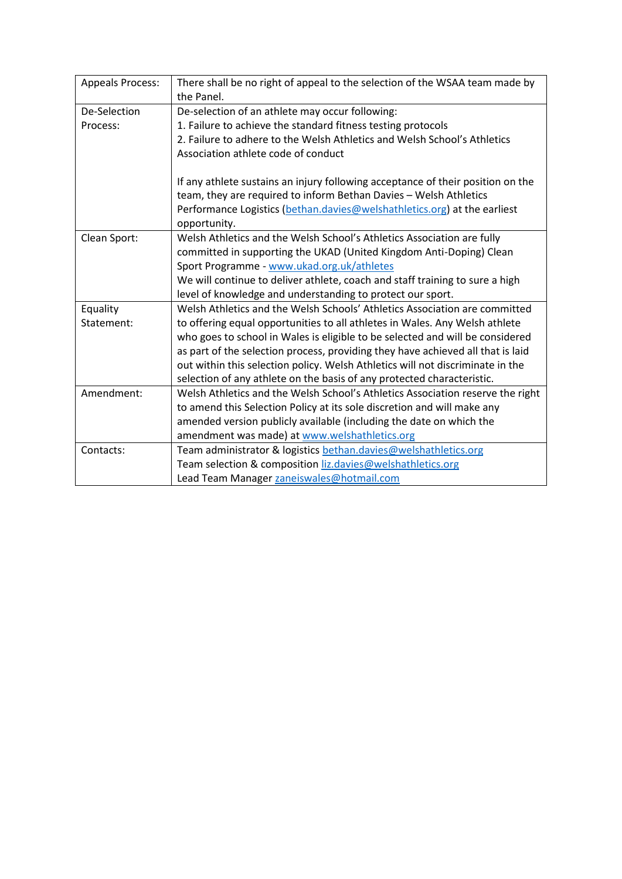| | |
|---|---|
| Appeals Process: | There shall be no right of appeal to the selection of the WSAA team made by the Panel. |
| De-Selection Process: | De-selection of an athlete may occur following:<br>1. Failure to achieve the standard fitness testing protocols<br>2. Failure to adhere to the Welsh Athletics and Welsh School's Athletics Association athlete code of conduct<br><br>If any athlete sustains an injury following acceptance of their position on the team, they are required to inform Bethan Davies – Welsh Athletics Performance Logistics (bethan.davies@welshathletics.org) at the earliest opportunity. |
| Clean Sport: | Welsh Athletics and the Welsh School's Athletics Association are fully committed in supporting the UKAD (United Kingdom Anti-Doping) Clean Sport Programme - www.ukad.org.uk/athletes<br>We will continue to deliver athlete, coach and staff training to sure a high level of knowledge and understanding to protect our sport. |
| Equality Statement: | Welsh Athletics and the Welsh Schools' Athletics Association are committed to offering equal opportunities to all athletes in Wales. Any Welsh athlete who goes to school in Wales is eligible to be selected and will be considered as part of the selection process, providing they have achieved all that is laid out within this selection policy. Welsh Athletics will not discriminate in the selection of any athlete on the basis of any protected characteristic. |
| Amendment: | Welsh Athletics and the Welsh School's Athletics Association reserve the right to amend this Selection Policy at its sole discretion and will make any amended version publicly available (including the date on which the amendment was made) at www.welshathletics.org |
| Contacts: | Team administrator & logistics bethan.davies@welshathletics.org<br>Team selection & composition liz.davies@welshathletics.org<br>Lead Team Manager zaneiswales@hotmail.com |